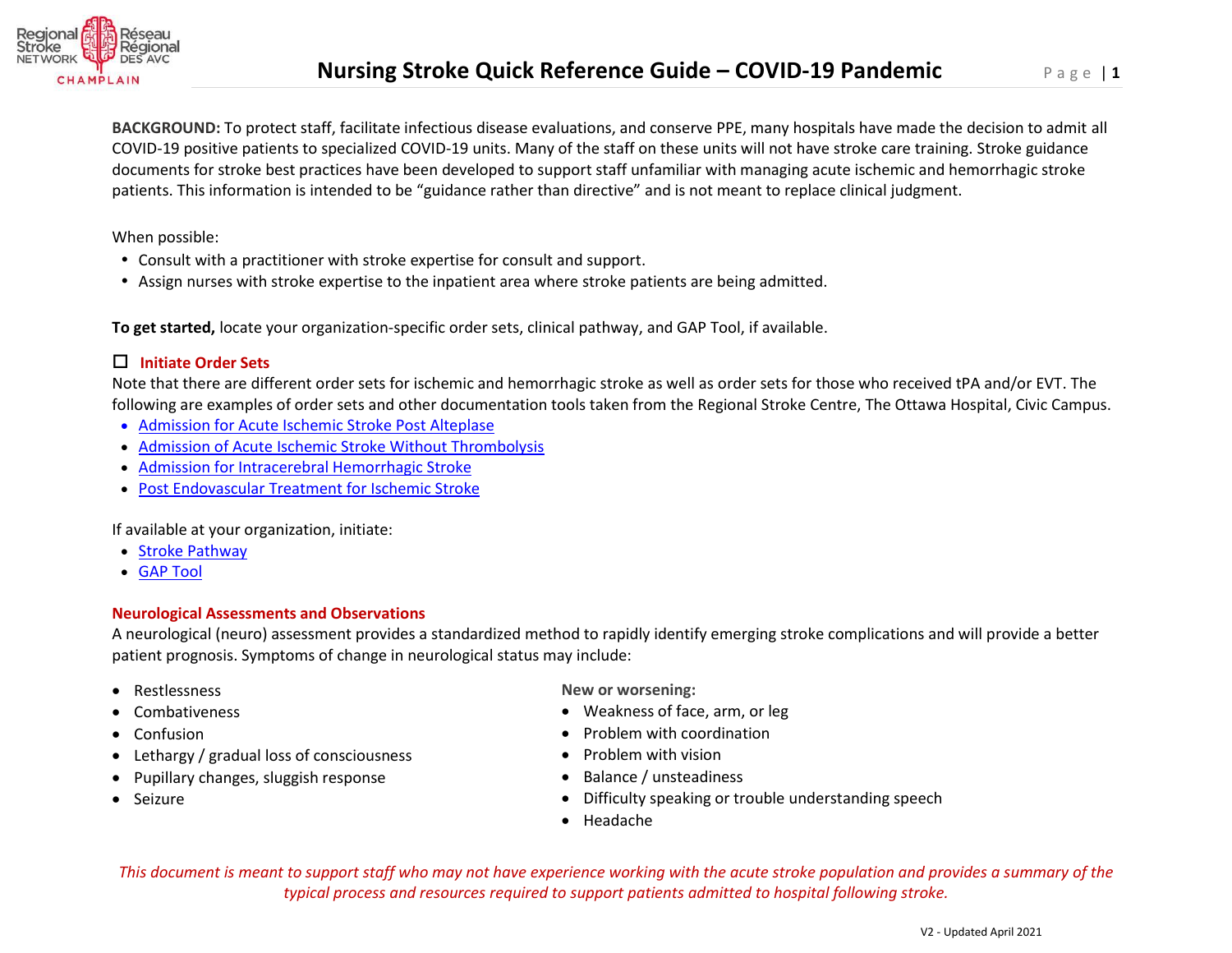# Nursing Stroke Quick Reference Guide – COVID-19 Pandemic

**BACKGROUND:** To protect staff, facilitate infectious disease evaluations, and conserve PPE, many hospitals have made the decision to admit all COVID-19 positive patients to specialized COVID-19 units. Many of the staff on these units will not have stroke care training. Stroke guidance documents for stroke best practices have been developed to support staff unfamiliar with managing acute ischemic and hemorrhagic stroke patients. This information is intended to be "guidance rather than directive" and is not meant to replace clinical judgment.

When possible:

- Consult with a practitioner with stroke expertise for consult and support.
- Assign nurses with stroke expertise to the inpatient area where stroke patients are being admitted.

**To get started,** locate your organization-specific order sets, clinical pathway, and GAP Tool, if available.

## ☐ Initiate Order Sets

Note that there are different order sets for ischemic and hemorrhagic stroke as well as order sets for those who received tPA and/or EVT. The following are examples of order sets and other documentation tools taken from the Regional Stroke Centre, The Ottawa Hospital, Civic Campus.

- Admission for Acute Ischemic Stroke Post Alteplase
- Admission of Acute Ischemic Stroke Without Thrombolysis
- Admission for Intracerebral Hemorrhagic Stroke
- Post Endovascular Treatment for Ischemic Stroke

If available at your organization, initiate:

- Stroke Pathway
- GAP Tool

## Neurological Assessments and Observations

A neurological (neuro) assessment provides a standardized method to rapidly identify emerging stroke complications and will provide a better patient prognosis. Symptoms of change in neurological status may include:

- Restlessness
- Combativeness
- Confusion
- Lethargy / gradual loss of consciousness
- Pupillary changes, sluggish response
- Seizure

**New or worsening:**

- Weakness of face, arm, or leg
- Problem with coordination
- Problem with vision
- Balance / unsteadiness
- Difficulty speaking or trouble understanding speech
- Headache

*This document is meant to support staff who may not have experience working with the acute stroke population and provides a summary of the typical process and resources required to support patients admitted to hospital following stroke.*

V2 - Updated April 2021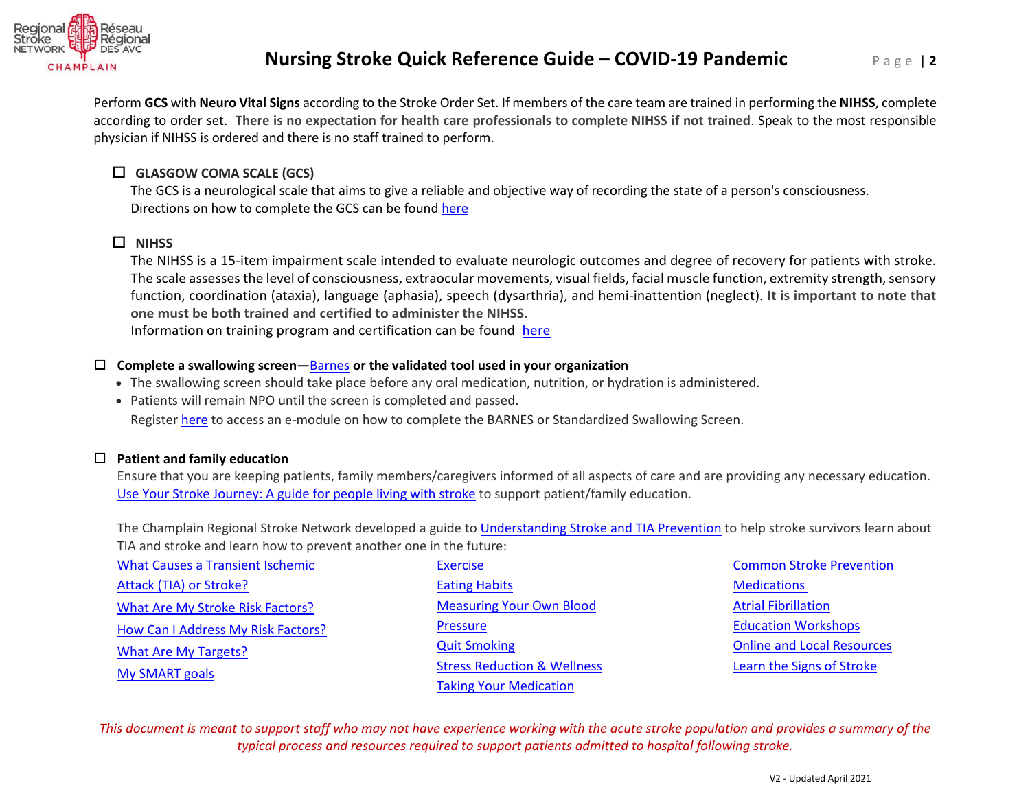Perform **GCS** with **Neuro Vital Signs** according to the Stroke Order Set. If members of the care team are trained in performing the **NIHSS**, complete according to order set. **There is no expectation for health care professionals to complete NIHSS if not trained**. Speak to the most responsible physician if NIHSS is ordered and there is no staff trained to perform.

- ☐ **GLASGOW COMA SCALE (GCS)**

  The GCS is a neurological scale that aims to give a reliable and objective way of recording the state of a person's consciousness. Directions on how to complete the GCS can be found here

- ☐ **NIHSS**

  The NIHSS is a 15-item impairment scale intended to evaluate neurologic outcomes and degree of recovery for patients with stroke. The scale assesses the level of consciousness, extraocular movements, visual fields, facial muscle function, extremity strength, sensory function, coordination (ataxia), language (aphasia), speech (dysarthria), and hemi-inattention (neglect). **It is important to note that one must be both trained and certified to administer the NIHSS.**

  Information on training program and certification can be found here

☐ **Complete a swallowing screen—Barnes or the validated tool used in your organization**

- The swallowing screen should take place before any oral medication, nutrition, or hydration is administered.
- Patients will remain NPO until the screen is completed and passed.

Register here to access an e-module on how to complete the BARNES or Standardized Swallowing Screen.

☐ **Patient and family education**

Ensure that you are keeping patients, family members/caregivers informed of all aspects of care and are providing any necessary education. Use Your Stroke Journey: A guide for people living with stroke to support patient/family education.

The Champlain Regional Stroke Network developed a guide to Understanding Stroke and TIA Prevention to help stroke survivors learn about TIA and stroke and learn how to prevent another one in the future:

- What Causes a Transient Ischemic Attack (TIA) or Stroke?
- What Are My Stroke Risk Factors?
- How Can I Address My Risk Factors?
- What Are My Targets?
- My SMART goals
- Exercise
- Eating Habits
- Measuring Your Own Blood Pressure
- Quit Smoking
- Stress Reduction & Wellness
- Taking Your Medication
- Common Stroke Prevention Medications
- Atrial Fibrillation
- Education Workshops
- Online and Local Resources
- Learn the Signs of Stroke

*This document is meant to support staff who may not have experience working with the acute stroke population and provides a summary of the typical process and resources required to support patients admitted to hospital following stroke.*

V2 - Updated April 2021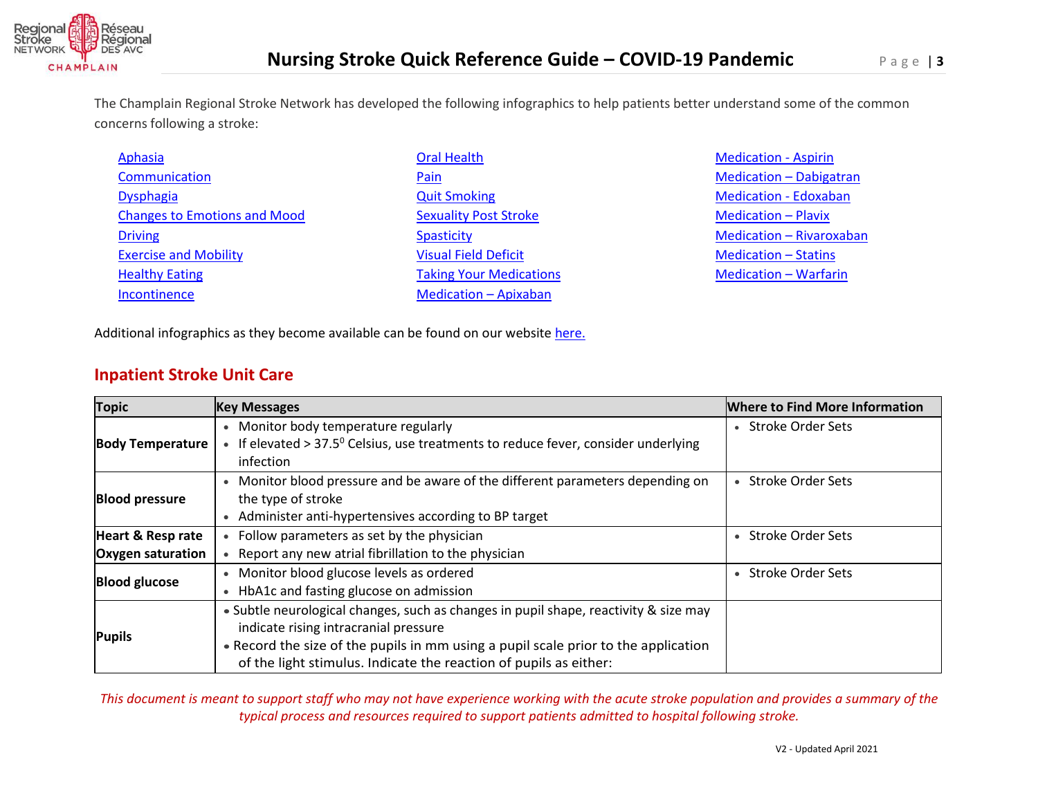The Champlain Regional Stroke Network has developed the following infographics to help patients better understand some of the common concerns following a stroke:

- Aphasia
- Communication
- Dysphagia
- Changes to Emotions and Mood
- Driving
- Exercise and Mobility
- Healthy Eating
- Incontinence
- Oral Health
- Pain
- Quit Smoking
- Sexuality Post Stroke
- Spasticity
- Visual Field Deficit
- Taking Your Medications
- Medication – Apixaban
- Medication - Aspirin
- Medication – Dabigatran
- Medication - Edoxaban
- Medication – Plavix
- Medication – Rivaroxaban
- Medication – Statins
- Medication – Warfarin

Additional infographics as they become available can be found on our website here.

## Inpatient Stroke Unit Care

| Topic | Key Messages | Where to Find More Information |
|---|---|---|
| **Body Temperature** | • Monitor body temperature regularly<br>• If elevated > $37.5^0$ Celsius, use treatments to reduce fever, consider underlying infection | • Stroke Order Sets |
| **Blood pressure** | • Monitor blood pressure and be aware of the different parameters depending on the type of stroke<br>• Administer anti-hypertensives according to BP target | • Stroke Order Sets |
| **Heart & Resp rate Oxygen saturation** | • Follow parameters as set by the physician<br>• Report any new atrial fibrillation to the physician | • Stroke Order Sets |
| **Blood glucose** | • Monitor blood glucose levels as ordered<br>• HbA1c and fasting glucose on admission | • Stroke Order Sets |
| **Pupils** | • Subtle neurological changes, such as changes in pupil shape, reactivity & size may indicate rising intracranial pressure<br>• Record the size of the pupils in mm using a pupil scale prior to the application of the light stimulus. Indicate the reaction of pupils as either: | |

*This document is meant to support staff who may not have experience working with the acute stroke population and provides a summary of the typical process and resources required to support patients admitted to hospital following stroke.*

V2 - Updated April 2021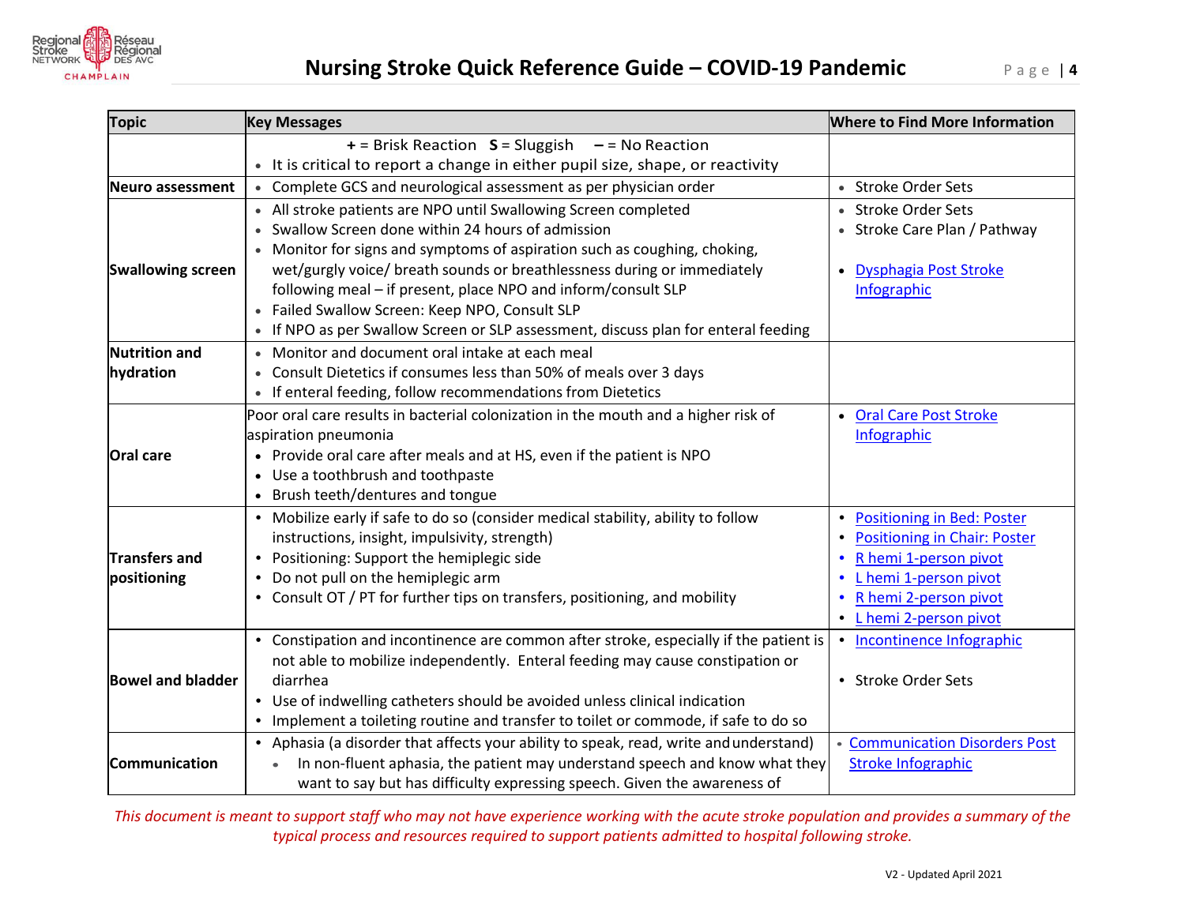| Topic | Key Messages | Where to Find More Information |
|---|---|---|
| | **+** = Brisk Reaction **S** = Sluggish **–** = No Reaction<br>• It is critical to report a change in either pupil size, shape, or reactivity | |
| **Neuro assessment** | • Complete GCS and neurological assessment as per physician order | • Stroke Order Sets |
| **Swallowing screen** | • All stroke patients are NPO until Swallowing Screen completed<br>• Swallow Screen done within 24 hours of admission<br>• Monitor for signs and symptoms of aspiration such as coughing, choking, wet/gurgly voice/ breath sounds or breathlessness during or immediately following meal – if present, place NPO and inform/consult SLP<br>• Failed Swallow Screen: Keep NPO, Consult SLP<br>• If NPO as per Swallow Screen or SLP assessment, discuss plan for enteral feeding | • Stroke Order Sets<br>• Stroke Care Plan / Pathway<br><br>• Dysphagia Post Stroke Infographic |
| **Nutrition and hydration** | • Monitor and document oral intake at each meal<br>• Consult Dietetics if consumes less than 50% of meals over 3 days<br>• If enteral feeding, follow recommendations from Dietetics | |
| **Oral care** | Poor oral care results in bacterial colonization in the mouth and a higher risk of aspiration pneumonia<br>• Provide oral care after meals and at HS, even if the patient is NPO<br>• Use a toothbrush and toothpaste<br>• Brush teeth/dentures and tongue | • Oral Care Post Stroke Infographic |
| **Transfers and positioning** | • Mobilize early if safe to do so (consider medical stability, ability to follow instructions, insight, impulsivity, strength)<br>• Positioning: Support the hemiplegic side<br>• Do not pull on the hemiplegic arm<br>• Consult OT / PT for further tips on transfers, positioning, and mobility | • Positioning in Bed: Poster<br>• Positioning in Chair: Poster<br>• R hemi 1-person pivot<br>• L hemi 1-person pivot<br>• R hemi 2-person pivot<br>• L hemi 2-person pivot |
| **Bowel and bladder** | • Constipation and incontinence are common after stroke, especially if the patient is not able to mobilize independently. Enteral feeding may cause constipation or diarrhea<br>• Use of indwelling catheters should be avoided unless clinical indication<br>• Implement a toileting routine and transfer to toilet or commode, if safe to do so | • Incontinence Infographic<br><br>• Stroke Order Sets |
| **Communication** | • Aphasia (a disorder that affects your ability to speak, read, write and understand)<br>  ◦ In non-fluent aphasia, the patient may understand speech and know what they want to say but has difficulty expressing speech. Given the awareness of | • Communication Disorders Post Stroke Infographic |

*This document is meant to support staff who may not have experience working with the acute stroke population and provides a summary of the typical process and resources required to support patients admitted to hospital following stroke.*

V2 - Updated April 2021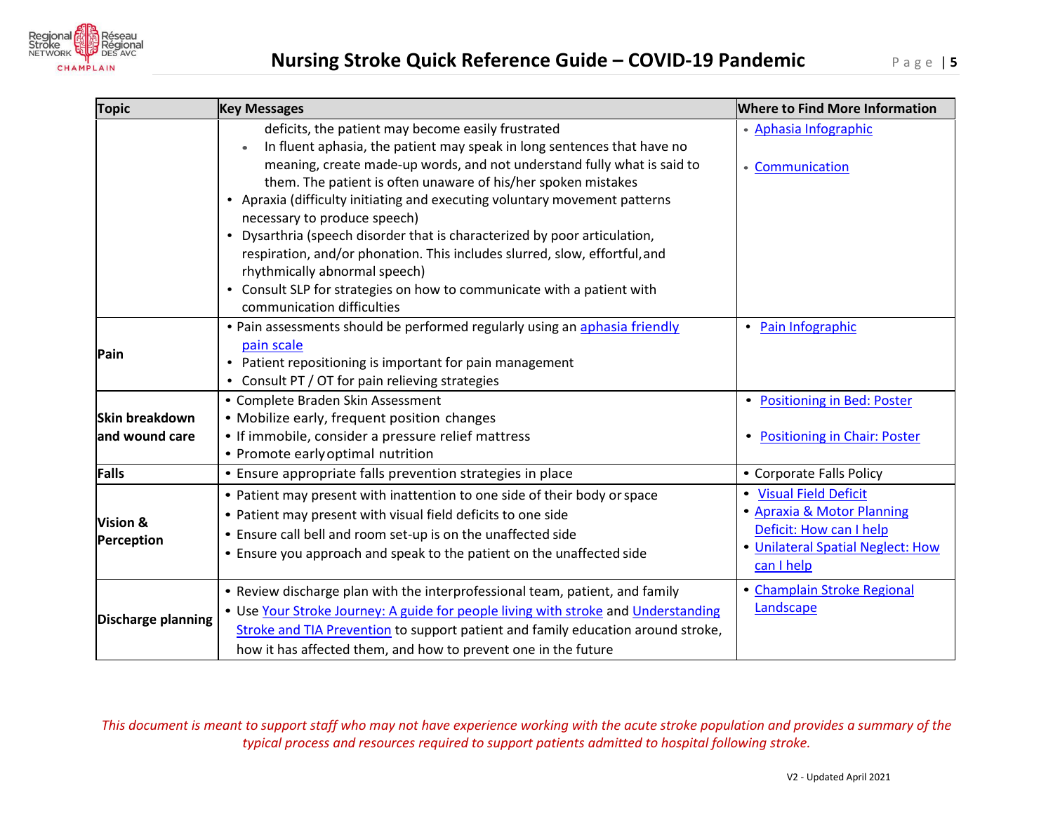| Topic | Key Messages | Where to Find More Information |
|---|---|---|
| | deficits, the patient may become easily frustrated<br>• In fluent aphasia, the patient may speak in long sentences that have no meaning, create made-up words, and not understand fully what is said to them. The patient is often unaware of his/her spoken mistakes<br>• Apraxia (difficulty initiating and executing voluntary movement patterns necessary to produce speech)<br>• Dysarthria (speech disorder that is characterized by poor articulation, respiration, and/or phonation. This includes slurred, slow, effortful, and rhythmically abnormal speech)<br>• Consult SLP for strategies on how to communicate with a patient with communication difficulties | • Aphasia Infographic<br>• Communication |
| **Pain** | • Pain assessments should be performed regularly using an aphasia friendly pain scale<br>• Patient repositioning is important for pain management<br>• Consult PT / OT for pain relieving strategies | • Pain Infographic |
| **Skin breakdown and wound care** | • Complete Braden Skin Assessment<br>• Mobilize early, frequent position changes<br>• If immobile, consider a pressure relief mattress<br>• Promote early optimal nutrition | • Positioning in Bed: Poster<br>• Positioning in Chair: Poster |
| **Falls** | • Ensure appropriate falls prevention strategies in place | • Corporate Falls Policy |
| **Vision & Perception** | • Patient may present with inattention to one side of their body or space<br>• Patient may present with visual field deficits to one side<br>• Ensure call bell and room set-up is on the unaffected side<br>• Ensure you approach and speak to the patient on the unaffected side | • Visual Field Deficit<br>• Apraxia & Motor Planning Deficit: How can I help<br>• Unilateral Spatial Neglect: How can I help |
| **Discharge planning** | • Review discharge plan with the interprofessional team, patient, and family<br>• Use Your Stroke Journey: A guide for people living with stroke and Understanding Stroke and TIA Prevention to support patient and family education around stroke, how it has affected them, and how to prevent one in the future | • Champlain Stroke Regional Landscape |

*This document is meant to support staff who may not have experience working with the acute stroke population and provides a summary of the typical process and resources required to support patients admitted to hospital following stroke.*

V2 - Updated April 2021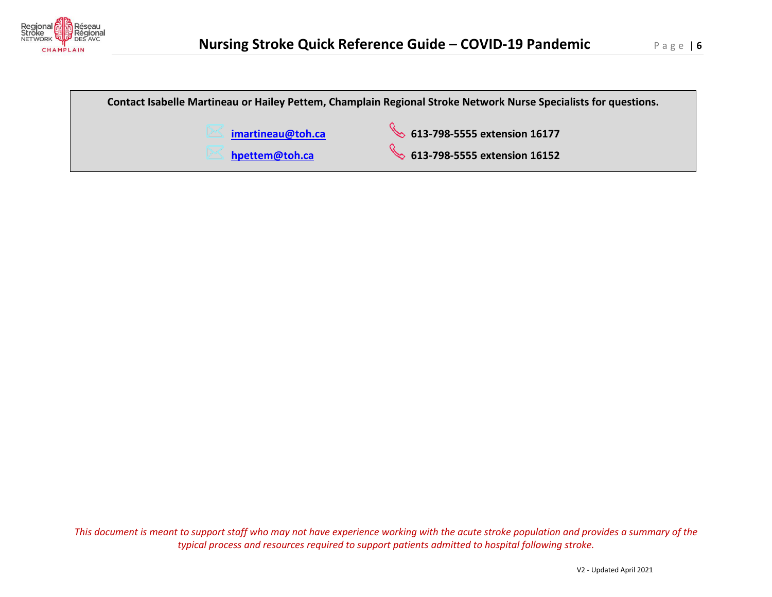**Contact Isabelle Martineau or Hailey Pettem, Champlain Regional Stroke Network Nurse Specialists for questions.**

| | |
|---|---|
| **imartineau@toh.ca** | **613-798-5555 extension 16177** |
| **hpettem@toh.ca** | **613-798-5555 extension 16152** |

*This document is meant to support staff who may not have experience working with the acute stroke population and provides a summary of the typical process and resources required to support patients admitted to hospital following stroke.*

V2 - Updated April 2021